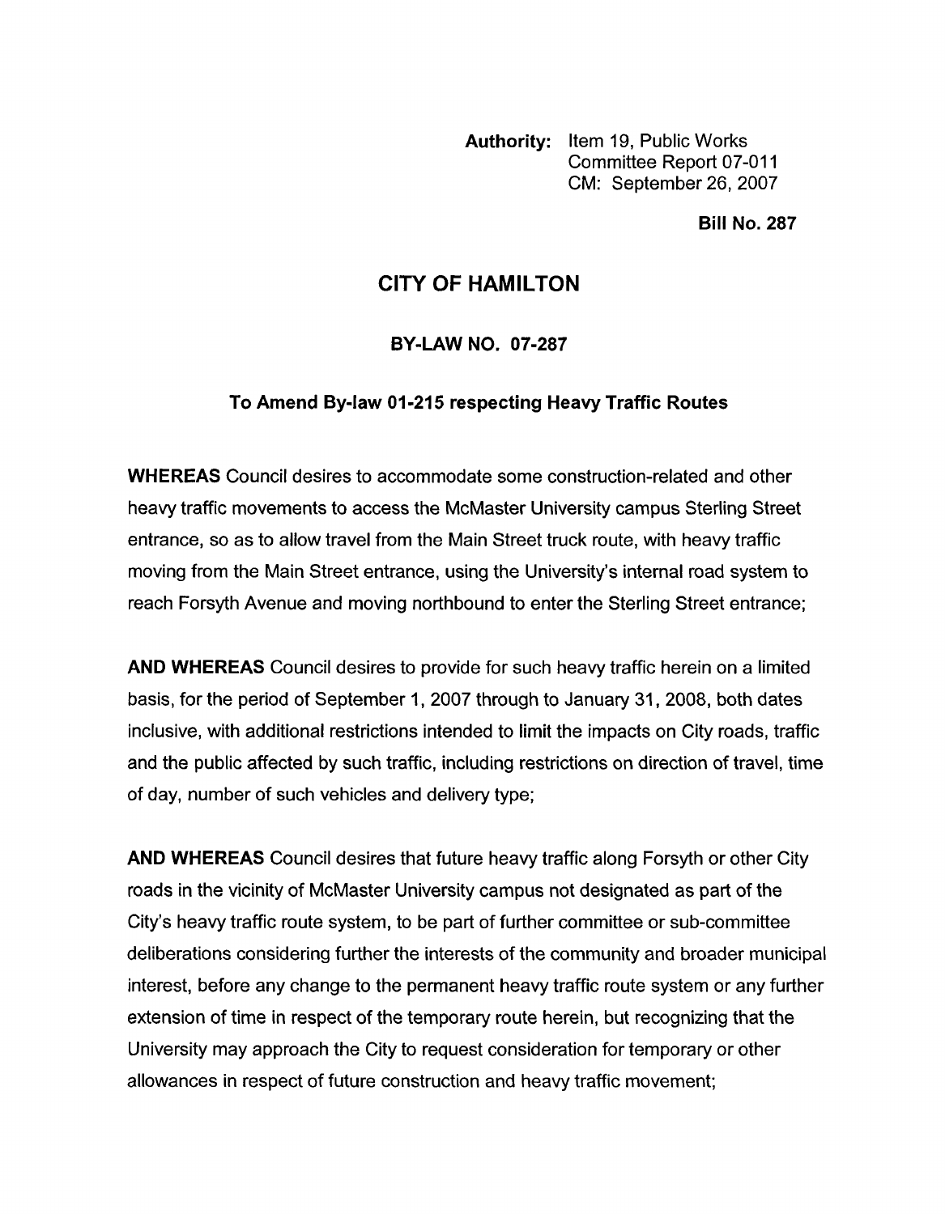**Authority:** Item 19, Public Works Committee Report 07-011
CM: September 26, 2007

**Bill No. 287**

# CITY OF HAMILTON

## BY-LAW NO. 07-287

### To Amend By-law 01-215 respecting Heavy Traffic Routes

**WHEREAS** Council desires to accommodate some construction-related and other heavy traffic movements to access the McMaster University campus Sterling Street entrance, so as to allow travel from the Main Street truck route, with heavy traffic moving from the Main Street entrance, using the University's internal road system to reach Forsyth Avenue and moving northbound to enter the Sterling Street entrance;

**AND WHEREAS** Council desires to provide for such heavy traffic herein on a limited basis, for the period of September 1, 2007 through to January 31, 2008, both dates inclusive, with additional restrictions intended to limit the impacts on City roads, traffic and the public affected by such traffic, including restrictions on direction of travel, time of day, number of such vehicles and delivery type;

**AND WHEREAS** Council desires that future heavy traffic along Forsyth or other City roads in the vicinity of McMaster University campus not designated as part of the City's heavy traffic route system, to be part of further committee or sub-committee deliberations considering further the interests of the community and broader municipal interest, before any change to the permanent heavy traffic route system or any further extension of time in respect of the temporary route herein, but recognizing that the University may approach the City to request consideration for temporary or other allowances in respect of future construction and heavy traffic movement;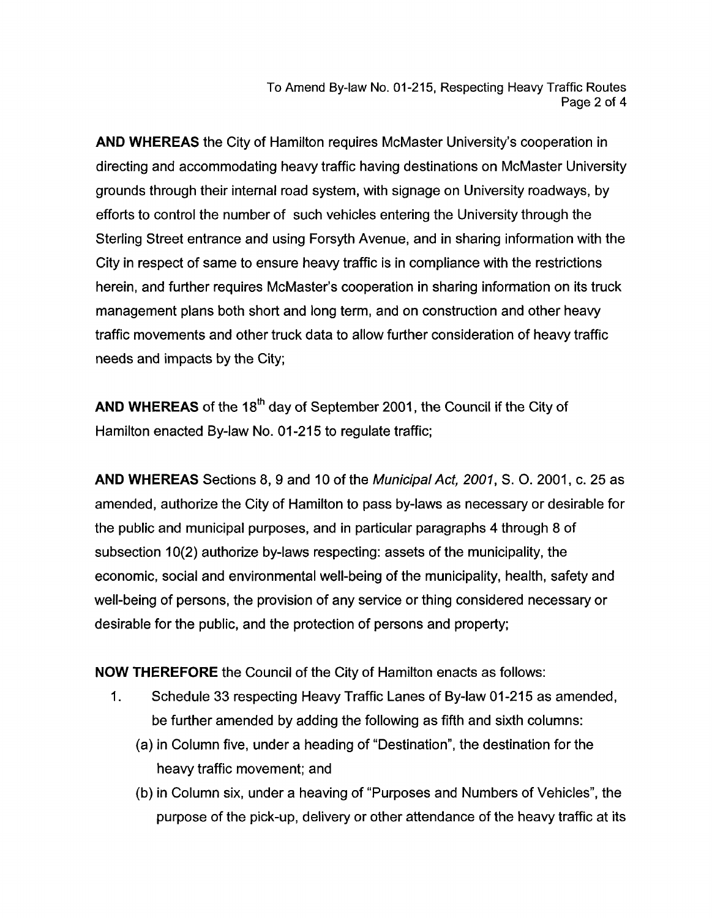**AND WHEREAS** the City of Hamilton requires McMaster University's cooperation in directing and accommodating heavy traffic having destinations on McMaster University grounds through their internal road system, with signage on University roadways, by efforts to control the number of such vehicles entering the University through the Sterling Street entrance and using Forsyth Avenue, and in sharing information with the City in respect of same to ensure heavy traffic is in compliance with the restrictions herein, and further requires McMaster's cooperation in sharing information on its truck management plans both short and long term, and on construction and other heavy traffic movements and other truck data to allow further consideration of heavy traffic needs and impacts by the City;

**AND WHEREAS** of the 18th day of September 2001, the Council if the City of Hamilton enacted By-law No. 01-215 to regulate traffic;

**AND WHEREAS** Sections 8, 9 and 10 of the *Municipal Act, 2001*, S. O. 2001, c. 25 as amended, authorize the City of Hamilton to pass by-laws as necessary or desirable for the public and municipal purposes, and in particular paragraphs 4 through 8 of subsection 10(2) authorize by-laws respecting: assets of the municipality, the economic, social and environmental well-being of the municipality, health, safety and well-being of persons, the provision of any service or thing considered necessary or desirable for the public, and the protection of persons and property;

**NOW THEREFORE** the Council of the City of Hamilton enacts as follows:

1. Schedule 33 respecting Heavy Traffic Lanes of By-law 01-215 as amended, be further amended by adding the following as fifth and sixth columns:
   (a) in Column five, under a heading of "Destination", the destination for the heavy traffic movement; and
   (b) in Column six, under a heaving of "Purposes and Numbers of Vehicles", the purpose of the pick-up, delivery or other attendance of the heavy traffic at its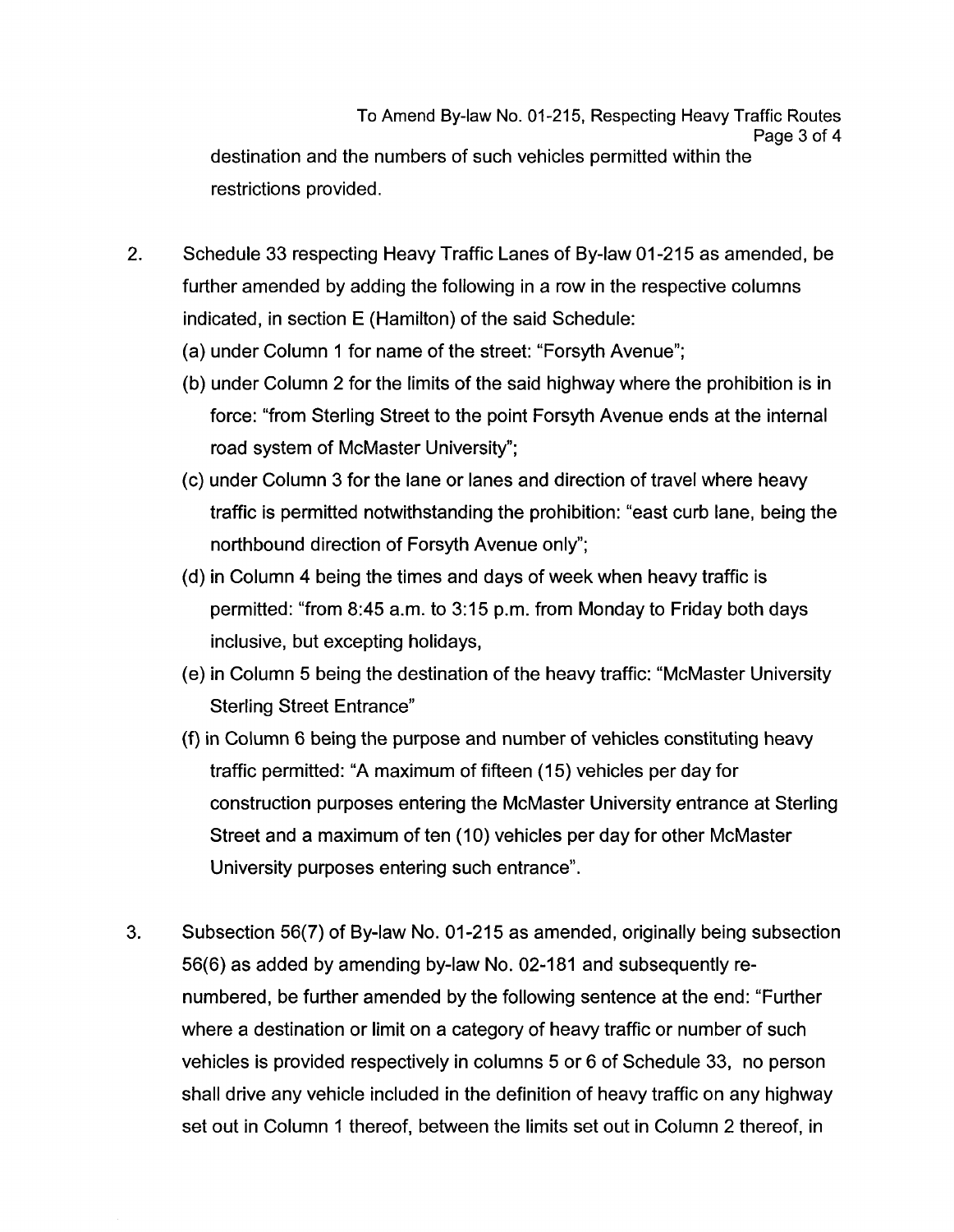destination and the numbers of such vehicles permitted within the restrictions provided.

2. Schedule 33 respecting Heavy Traffic Lanes of By-law 01-215 as amended, be further amended by adding the following in a row in the respective columns indicated, in section E (Hamilton) of the said Schedule:
   (a) under Column 1 for name of the street: "Forsyth Avenue";
   (b) under Column 2 for the limits of the said highway where the prohibition is in force: "from Sterling Street to the point Forsyth Avenue ends at the internal road system of McMaster University";
   (c) under Column 3 for the lane or lanes and direction of travel where heavy traffic is permitted notwithstanding the prohibition: "east curb lane, being the northbound direction of Forsyth Avenue only";
   (d) in Column 4 being the times and days of week when heavy traffic is permitted: "from 8:45 a.m. to 3:15 p.m. from Monday to Friday both days inclusive, but excepting holidays,
   (e) in Column 5 being the destination of the heavy traffic: "McMaster University Sterling Street Entrance"
   (f) in Column 6 being the purpose and number of vehicles constituting heavy traffic permitted: "A maximum of fifteen (15) vehicles per day for construction purposes entering the McMaster University entrance at Sterling Street and a maximum of ten (10) vehicles per day for other McMaster University purposes entering such entrance".

3. Subsection 56(7) of By-law No. 01-215 as amended, originally being subsection 56(6) as added by amending by-law No. 02-181 and subsequently re-numbered, be further amended by the following sentence at the end: "Further where a destination or limit on a category of heavy traffic or number of such vehicles is provided respectively in columns 5 or 6 of Schedule 33, no person shall drive any vehicle included in the definition of heavy traffic on any highway set out in Column 1 thereof, between the limits set out in Column 2 thereof, in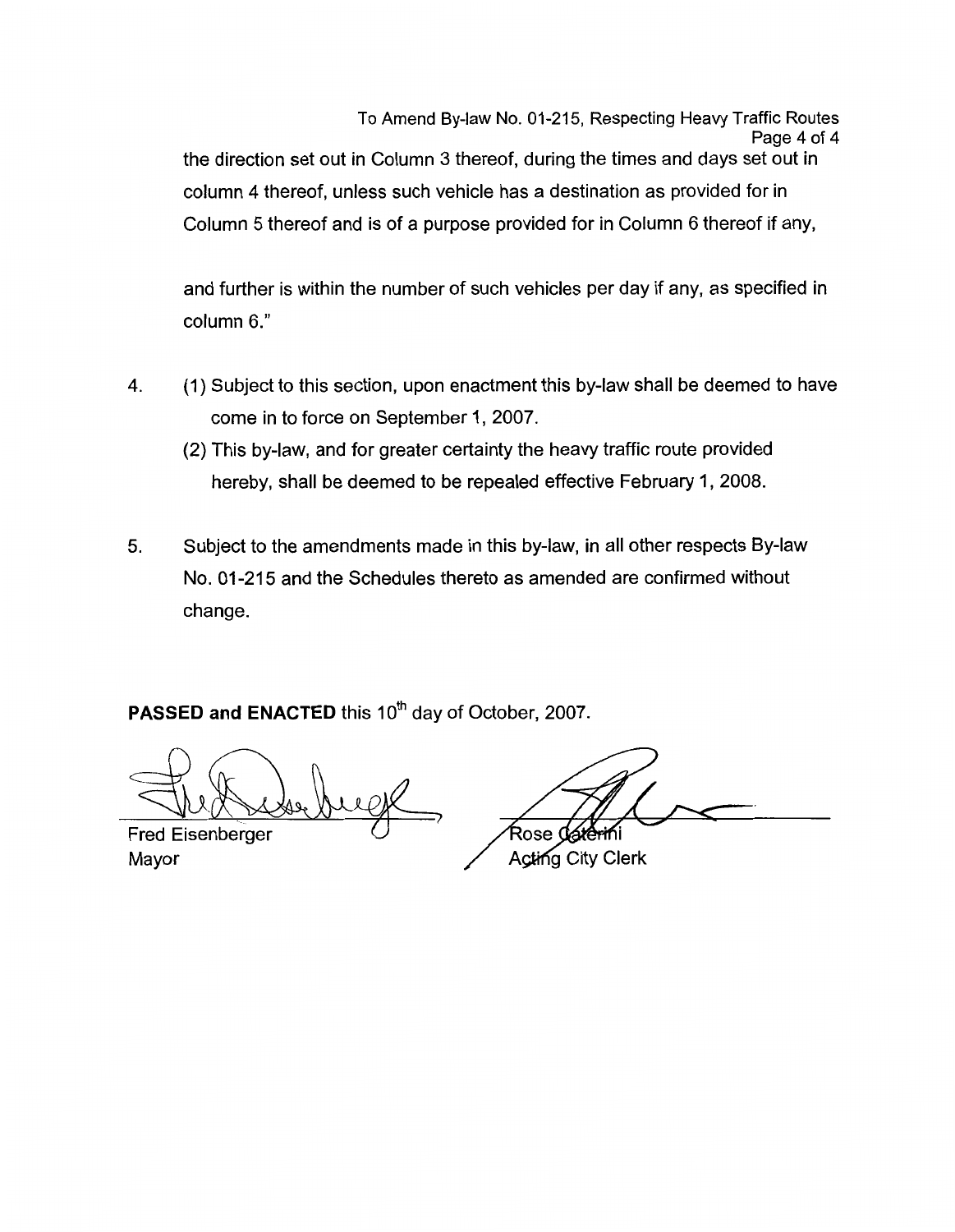the direction set out in Column 3 thereof, during the times and days set out in column 4 thereof, unless such vehicle has a destination as provided for in Column 5 thereof and is of a purpose provided for in Column 6 thereof if any,

and further is within the number of such vehicles per day if any, as specified in column 6."

4. (1) Subject to this section, upon enactment this by-law shall be deemed to have come in to force on September 1, 2007.

   (2) This by-law, and for greater certainty the heavy traffic route provided hereby, shall be deemed to be repealed effective February 1, 2008.

5. Subject to the amendments made in this by-law, in all other respects By-law No. 01-215 and the Schedules thereto as amended are confirmed without change.

**PASSED and ENACTED** this 10th day of October, 2007.

Fred Eisenberger
Mayor

Rose Caterini
Acting City Clerk